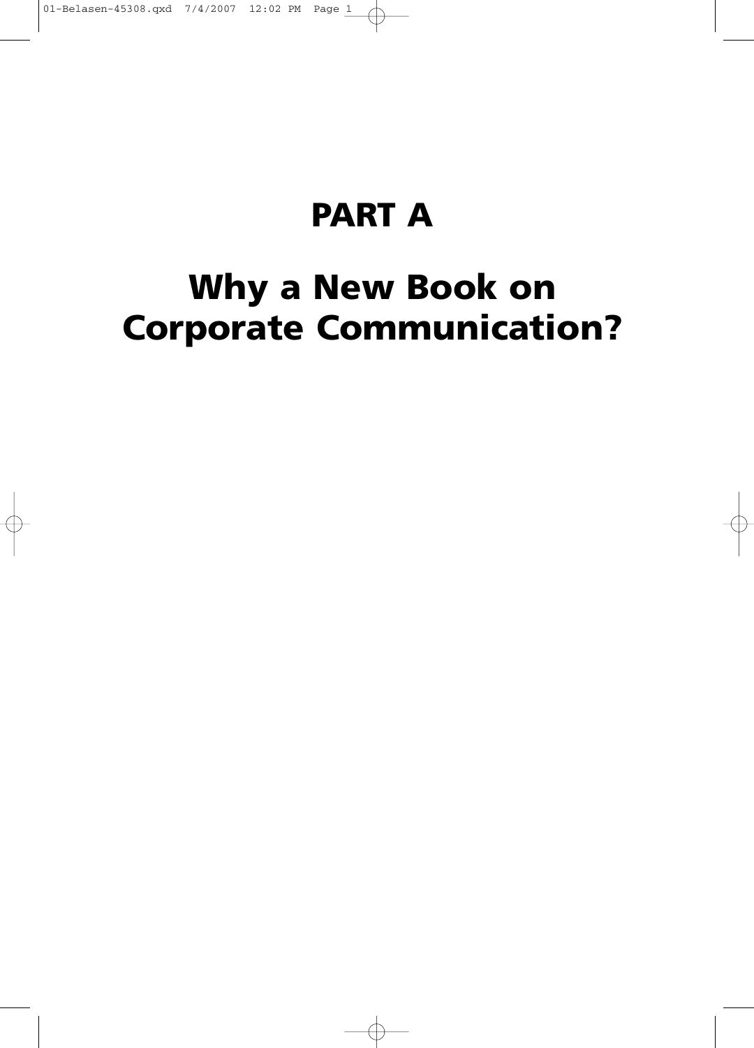# PART A

# Why a New Book on Corporate Communication?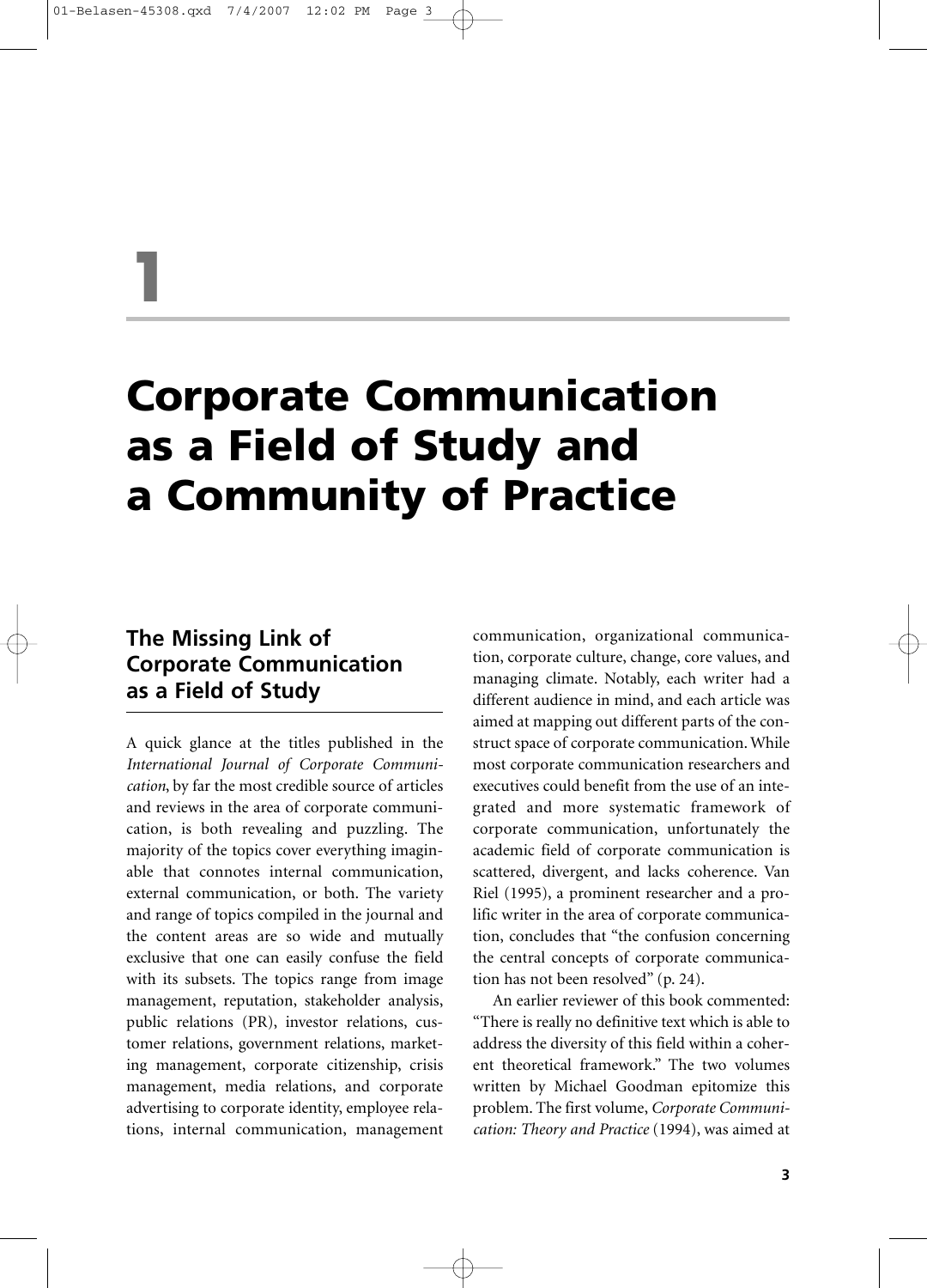# 1

# Corporate Communication as a Field of Study and a Community of Practice

## The Missing Link of Corporate Communication as a Field of Study

A quick glance at the titles published in the *International Journal of Corporate Communication*, by far the most credible source of articles and reviews in the area of corporate communication, is both revealing and puzzling. The majority of the topics cover everything imaginable that connotes internal communication, external communication, or both. The variety and range of topics compiled in the journal and the content areas are so wide and mutually exclusive that one can easily confuse the field with its subsets. The topics range from image management, reputation, stakeholder analysis, public relations (PR), investor relations, customer relations, government relations, marketing management, corporate citizenship, crisis management, media relations, and corporate advertising to corporate identity, employee relations, internal communication, management communication, organizational communication, corporate culture, change, core values, and managing climate. Notably, each writer had a different audience in mind, and each article was aimed at mapping out different parts of the construct space of corporate communication. While most corporate communication researchers and executives could benefit from the use of an integrated and more systematic framework of corporate communication, unfortunately the academic field of corporate communication is scattered, divergent, and lacks coherence. Van Riel (1995), a prominent researcher and a prolific writer in the area of corporate communication, concludes that "the confusion concerning the central concepts of corporate communication has not been resolved" (p. 24).

An earlier reviewer of this book commented: "There is really no definitive text which is able to address the diversity of this field within a coherent theoretical framework." The two volumes written by Michael Goodman epitomize this problem. The first volume, *Corporate Communication: Theory and Practice* (1994), was aimed at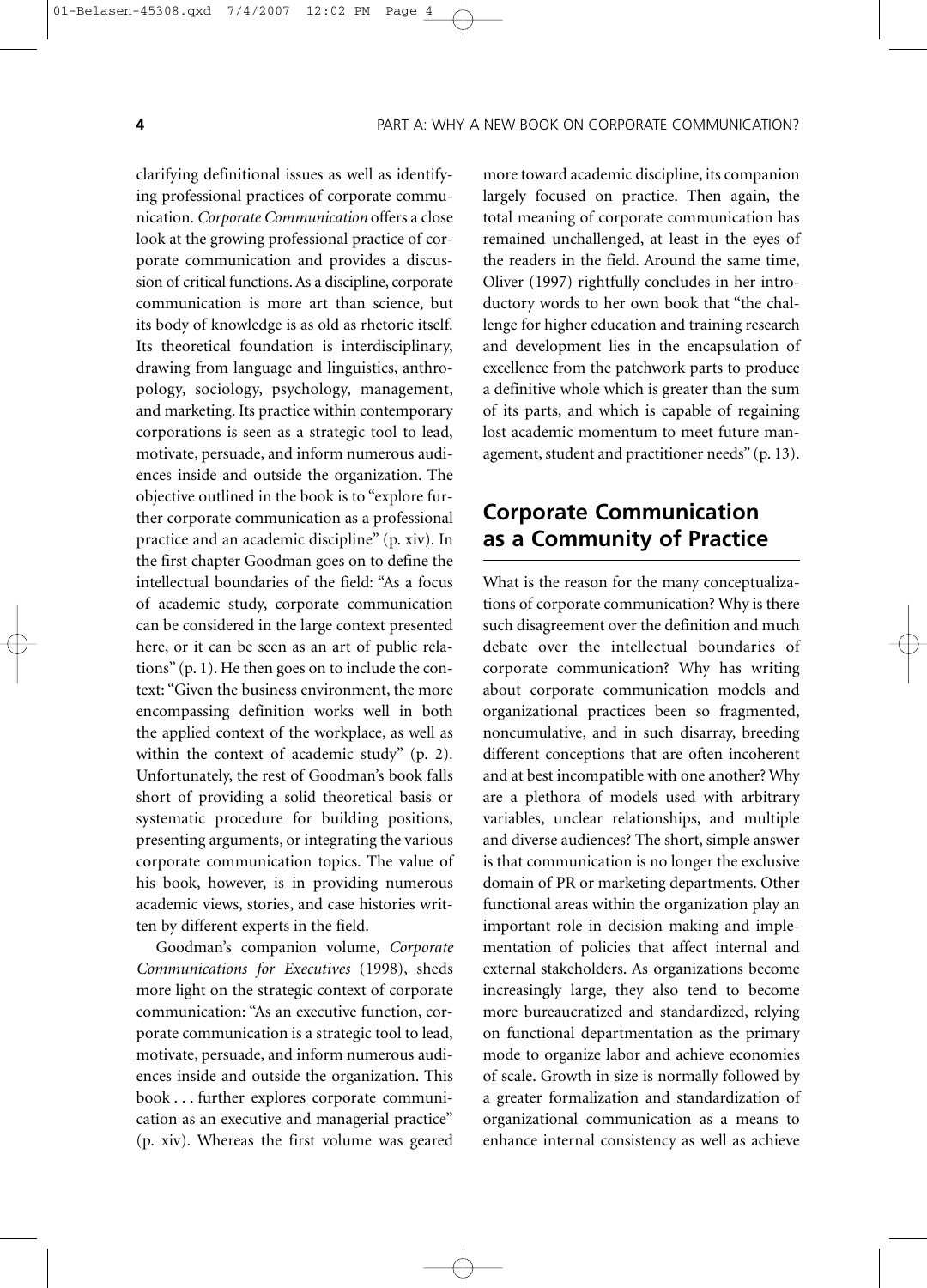clarifying definitional issues as well as identifying professional practices of corporate communication. *Corporate Communication* offers a close look at the growing professional practice of corporate communication and provides a discussion of critical functions. As a discipline, corporate communication is more art than science, but its body of knowledge is as old as rhetoric itself. Its theoretical foundation is interdisciplinary, drawing from language and linguistics, anthropology, sociology, psychology, management, and marketing. Its practice within contemporary corporations is seen as a strategic tool to lead, motivate, persuade, and inform numerous audiences inside and outside the organization. The objective outlined in the book is to "explore further corporate communication as a professional practice and an academic discipline" (p. xiv). In the first chapter Goodman goes on to define the intellectual boundaries of the field: "As a focus of academic study, corporate communication can be considered in the large context presented here, or it can be seen as an art of public relations" (p. 1). He then goes on to include the context: "Given the business environment, the more encompassing definition works well in both the applied context of the workplace, as well as within the context of academic study" (p. 2). Unfortunately, the rest of Goodman's book falls short of providing a solid theoretical basis or systematic procedure for building positions, presenting arguments, or integrating the various corporate communication topics. The value of his book, however, is in providing numerous academic views, stories, and case histories written by different experts in the field.

Goodman's companion volume, *Corporate Communications for Executives* (1998), sheds more light on the strategic context of corporate communication: "As an executive function, corporate communication is a strategic tool to lead, motivate, persuade, and inform numerous audiences inside and outside the organization. This book . . . further explores corporate communication as an executive and managerial practice" (p. xiv). Whereas the first volume was geared more toward academic discipline, its companion largely focused on practice. Then again, the total meaning of corporate communication has remained unchallenged, at least in the eyes of the readers in the field. Around the same time, Oliver (1997) rightfully concludes in her introductory words to her own book that "the challenge for higher education and training research and development lies in the encapsulation of excellence from the patchwork parts to produce a definitive whole which is greater than the sum of its parts, and which is capable of regaining lost academic momentum to meet future management, student and practitioner needs" (p. 13).

## Corporate Communication as a Community of Practice

What is the reason for the many conceptualizations of corporate communication? Why is there such disagreement over the definition and much debate over the intellectual boundaries of corporate communication? Why has writing about corporate communication models and organizational practices been so fragmented, noncumulative, and in such disarray, breeding different conceptions that are often incoherent and at best incompatible with one another? Why are a plethora of models used with arbitrary variables, unclear relationships, and multiple and diverse audiences? The short, simple answer is that communication is no longer the exclusive domain of PR or marketing departments. Other functional areas within the organization play an important role in decision making and implementation of policies that affect internal and external stakeholders. As organizations become increasingly large, they also tend to become more bureaucratized and standardized, relying on functional departmentation as the primary mode to organize labor and achieve economies of scale. Growth in size is normally followed by a greater formalization and standardization of organizational communication as a means to enhance internal consistency as well as achieve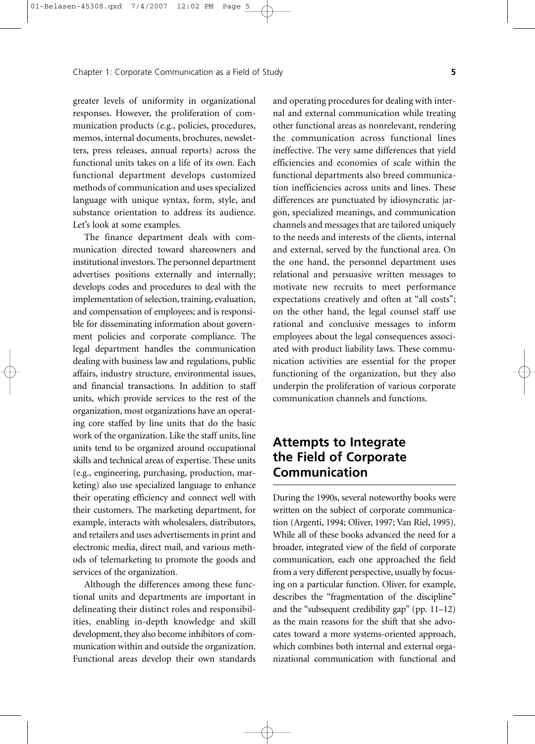greater levels of uniformity in organizational responses. However, the proliferation of communication products (e.g., policies, procedures, memos, internal documents, brochures, newsletters, press releases, annual reports) across the functional units takes on a life of its own. Each functional department develops customized methods of communication and uses specialized language with unique syntax, form, style, and substance orientation to address its audience. Let's look at some examples.

The finance department deals with communication directed toward shareowners and institutional investors. The personnel department advertises positions externally and internally; develops codes and procedures to deal with the implementation of selection, training, evaluation, and compensation of employees; and is responsible for disseminating information about government policies and corporate compliance. The legal department handles the communication dealing with business law and regulations, public affairs, industry structure, environmental issues, and financial transactions. In addition to staff units, which provide services to the rest of the organization, most organizations have an operating core staffed by line units that do the basic work of the organization. Like the staff units, line units tend to be organized around occupational skills and technical areas of expertise. These units (e.g., engineering, purchasing, production, marketing) also use specialized language to enhance their operating efficiency and connect well with their customers. The marketing department, for example, interacts with wholesalers, distributors, and retailers and uses advertisements in print and electronic media, direct mail, and various methods of telemarketing to promote the goods and services of the organization.

Although the differences among these functional units and departments are important in delineating their distinct roles and responsibilities, enabling in-depth knowledge and skill development, they also become inhibitors of communication within and outside the organization. Functional areas develop their own standards and operating procedures for dealing with internal and external communication while treating other functional areas as nonrelevant, rendering the communication across functional lines ineffective. The very same differences that yield efficiencies and economies of scale within the functional departments also breed communication inefficiencies across units and lines. These differences are punctuated by idiosyncratic jargon, specialized meanings, and communication channels and messages that are tailored uniquely to the needs and interests of the clients, internal and external, served by the functional area. On the one hand, the personnel department uses relational and persuasive written messages to motivate new recruits to meet performance expectations creatively and often at "all costs"; on the other hand, the legal counsel staff use rational and conclusive messages to inform employees about the legal consequences associated with product liability laws. These communication activities are essential for the proper functioning of the organization, but they also underpin the proliferation of various corporate communication channels and functions.

## Attempts to Integrate the Field of Corporate Communication

During the 1990s, several noteworthy books were written on the subject of corporate communication (Argenti, 1994; Oliver, 1997; Van Riel, 1995). While all of these books advanced the need for a broader, integrated view of the field of corporate communication, each one approached the field from a very different perspective, usually by focusing on a particular function. Oliver, for example, describes the "fragmentation of the discipline" and the "subsequent credibility gap" (pp. 11–12) as the main reasons for the shift that she advocates toward a more systems-oriented approach, which combines both internal and external organizational communication with functional and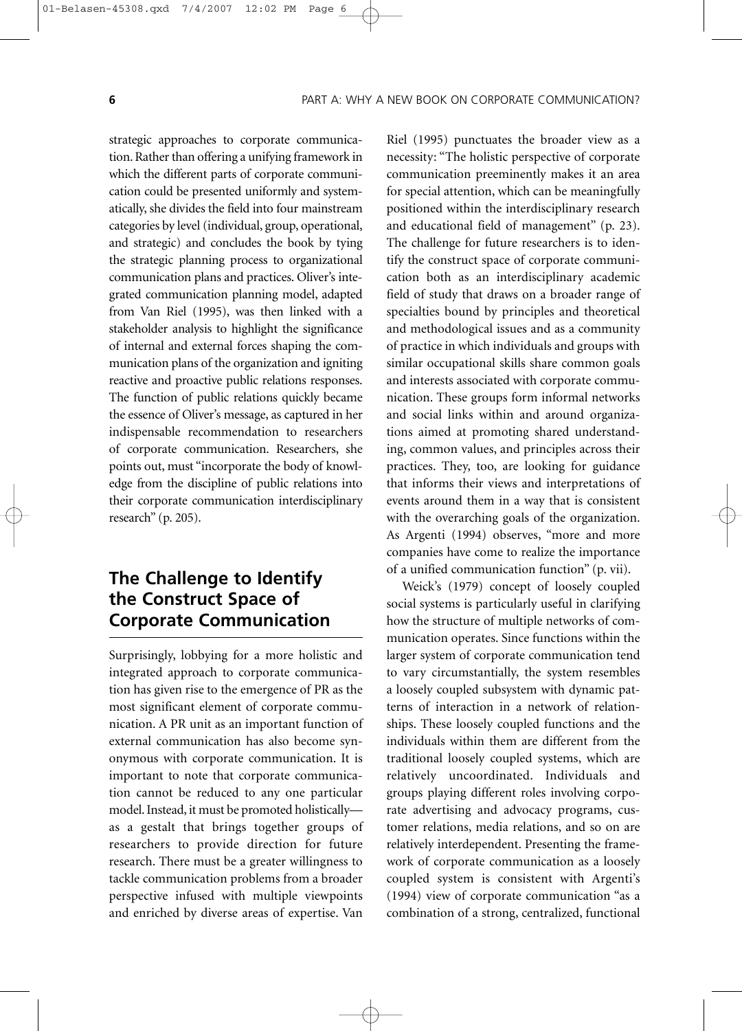strategic approaches to corporate communication. Rather than offering a unifying framework in which the different parts of corporate communication could be presented uniformly and systematically, she divides the field into four mainstream categories by level (individual, group, operational, and strategic) and concludes the book by tying the strategic planning process to organizational communication plans and practices. Oliver's integrated communication planning model, adapted from Van Riel (1995), was then linked with a stakeholder analysis to highlight the significance of internal and external forces shaping the communication plans of the organization and igniting reactive and proactive public relations responses. The function of public relations quickly became the essence of Oliver's message, as captured in her indispensable recommendation to researchers of corporate communication. Researchers, she points out, must "incorporate the body of knowledge from the discipline of public relations into their corporate communication interdisciplinary research" (p. 205).

## The Challenge to Identify the Construct Space of Corporate Communication

Surprisingly, lobbying for a more holistic and integrated approach to corporate communication has given rise to the emergence of PR as the most significant element of corporate communication. A PR unit as an important function of external communication has also become synonymous with corporate communication. It is important to note that corporate communication cannot be reduced to any one particular model. Instead, it must be promoted holistically—as a gestalt that brings together groups of researchers to provide direction for future research. There must be a greater willingness to tackle communication problems from a broader perspective infused with multiple viewpoints and enriched by diverse areas of expertise. Van Riel (1995) punctuates the broader view as a necessity: "The holistic perspective of corporate communication preeminently makes it an area for special attention, which can be meaningfully positioned within the interdisciplinary research and educational field of management" (p. 23). The challenge for future researchers is to identify the construct space of corporate communication both as an interdisciplinary academic field of study that draws on a broader range of specialties bound by principles and theoretical and methodological issues and as a community of practice in which individuals and groups with similar occupational skills share common goals and interests associated with corporate communication. These groups form informal networks and social links within and around organizations aimed at promoting shared understanding, common values, and principles across their practices. They, too, are looking for guidance that informs their views and interpretations of events around them in a way that is consistent with the overarching goals of the organization. As Argenti (1994) observes, "more and more companies have come to realize the importance of a unified communication function" (p. vii).

Weick's (1979) concept of loosely coupled social systems is particularly useful in clarifying how the structure of multiple networks of communication operates. Since functions within the larger system of corporate communication tend to vary circumstantially, the system resembles a loosely coupled subsystem with dynamic patterns of interaction in a network of relationships. These loosely coupled functions and the individuals within them are different from the traditional loosely coupled systems, which are relatively uncoordinated. Individuals and groups playing different roles involving corporate advertising and advocacy programs, customer relations, media relations, and so on are relatively interdependent. Presenting the framework of corporate communication as a loosely coupled system is consistent with Argenti's (1994) view of corporate communication "as a combination of a strong, centralized, functional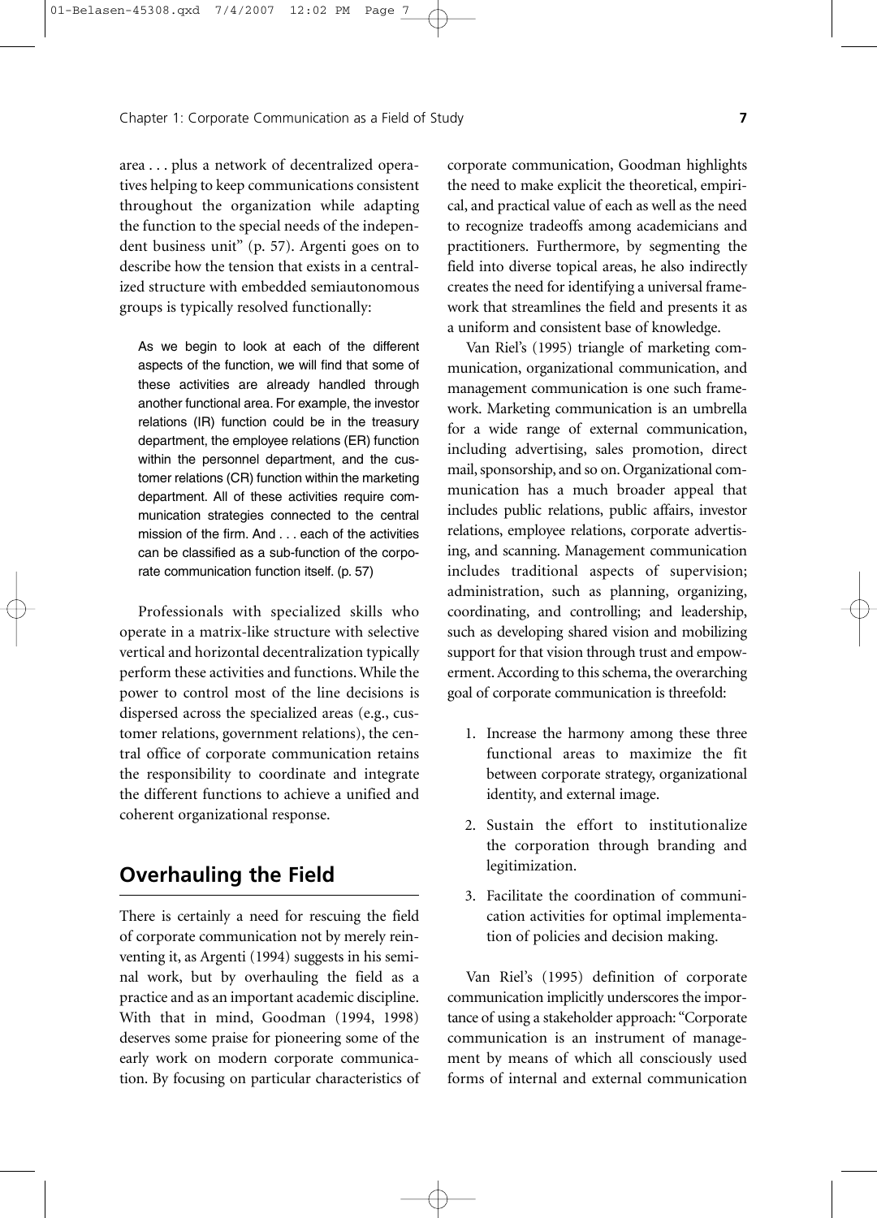area . . . plus a network of decentralized operatives helping to keep communications consistent throughout the organization while adapting the function to the special needs of the independent business unit" (p. 57). Argenti goes on to describe how the tension that exists in a centralized structure with embedded semiautonomous groups is typically resolved functionally:

> As we begin to look at each of the different aspects of the function, we will find that some of these activities are already handled through another functional area. For example, the investor relations (IR) function could be in the treasury department, the employee relations (ER) function within the personnel department, and the customer relations (CR) function within the marketing department. All of these activities require communication strategies connected to the central mission of the firm. And . . . each of the activities can be classified as a sub-function of the corporate communication function itself. (p. 57)

Professionals with specialized skills who operate in a matrix-like structure with selective vertical and horizontal decentralization typically perform these activities and functions. While the power to control most of the line decisions is dispersed across the specialized areas (e.g., customer relations, government relations), the central office of corporate communication retains the responsibility to coordinate and integrate the different functions to achieve a unified and coherent organizational response.

## Overhauling the Field

There is certainly a need for rescuing the field of corporate communication not by merely reinventing it, as Argenti (1994) suggests in his seminal work, but by overhauling the field as a practice and as an important academic discipline. With that in mind, Goodman (1994, 1998) deserves some praise for pioneering some of the early work on modern corporate communication. By focusing on particular characteristics of corporate communication, Goodman highlights the need to make explicit the theoretical, empirical, and practical value of each as well as the need to recognize tradeoffs among academicians and practitioners. Furthermore, by segmenting the field into diverse topical areas, he also indirectly creates the need for identifying a universal framework that streamlines the field and presents it as a uniform and consistent base of knowledge.

Van Riel's (1995) triangle of marketing communication, organizational communication, and management communication is one such framework. Marketing communication is an umbrella for a wide range of external communication, including advertising, sales promotion, direct mail, sponsorship, and so on. Organizational communication has a much broader appeal that includes public relations, public affairs, investor relations, employee relations, corporate advertising, and scanning. Management communication includes traditional aspects of supervision; administration, such as planning, organizing, coordinating, and controlling; and leadership, such as developing shared vision and mobilizing support for that vision through trust and empowerment. According to this schema, the overarching goal of corporate communication is threefold:

1. Increase the harmony among these three functional areas to maximize the fit between corporate strategy, organizational identity, and external image.
2. Sustain the effort to institutionalize the corporation through branding and legitimization.
3. Facilitate the coordination of communication activities for optimal implementation of policies and decision making.

Van Riel's (1995) definition of corporate communication implicitly underscores the importance of using a stakeholder approach: "Corporate communication is an instrument of management by means of which all consciously used forms of internal and external communication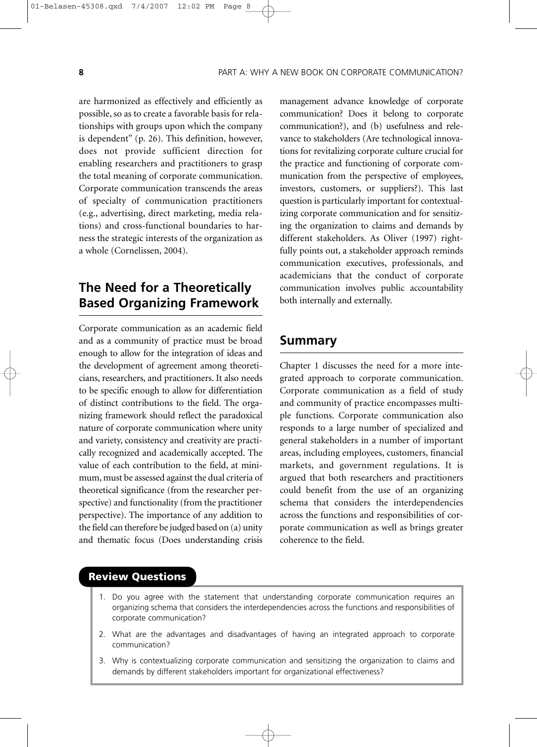are harmonized as effectively and efficiently as possible, so as to create a favorable basis for relationships with groups upon which the company is dependent" (p. 26). This definition, however, does not provide sufficient direction for enabling researchers and practitioners to grasp the total meaning of corporate communication. Corporate communication transcends the areas of specialty of communication practitioners (e.g., advertising, direct marketing, media relations) and cross-functional boundaries to harness the strategic interests of the organization as a whole (Cornelissen, 2004).

## The Need for a Theoretically Based Organizing Framework

Corporate communication as an academic field and as a community of practice must be broad enough to allow for the integration of ideas and the development of agreement among theoreticians, researchers, and practitioners. It also needs to be specific enough to allow for differentiation of distinct contributions to the field. The organizing framework should reflect the paradoxical nature of corporate communication where unity and variety, consistency and creativity are practically recognized and academically accepted. The value of each contribution to the field, at minimum, must be assessed against the dual criteria of theoretical significance (from the researcher perspective) and functionality (from the practitioner perspective). The importance of any addition to the field can therefore be judged based on (a) unity and thematic focus (Does understanding crisis management advance knowledge of corporate communication? Does it belong to corporate communication?), and (b) usefulness and relevance to stakeholders (Are technological innovations for revitalizing corporate culture crucial for the practice and functioning of corporate communication from the perspective of employees, investors, customers, or suppliers?). This last question is particularly important for contextualizing corporate communication and for sensitizing the organization to claims and demands by different stakeholders. As Oliver (1997) rightfully points out, a stakeholder approach reminds communication executives, professionals, and academicians that the conduct of corporate communication involves public accountability both internally and externally.

## Summary

Chapter 1 discusses the need for a more integrated approach to corporate communication. Corporate communication as a field of study and community of practice encompasses multiple functions. Corporate communication also responds to a large number of specialized and general stakeholders in a number of important areas, including employees, customers, financial markets, and government regulations. It is argued that both researchers and practitioners could benefit from the use of an organizing schema that considers the interdependencies across the functions and responsibilities of corporate communication as well as brings greater coherence to the field.

### Review Questions

1. Do you agree with the statement that understanding corporate communication requires an organizing schema that considers the interdependencies across the functions and responsibilities of corporate communication?
2. What are the advantages and disadvantages of having an integrated approach to corporate communication?
3. Why is contextualizing corporate communication and sensitizing the organization to claims and demands by different stakeholders important for organizational effectiveness?